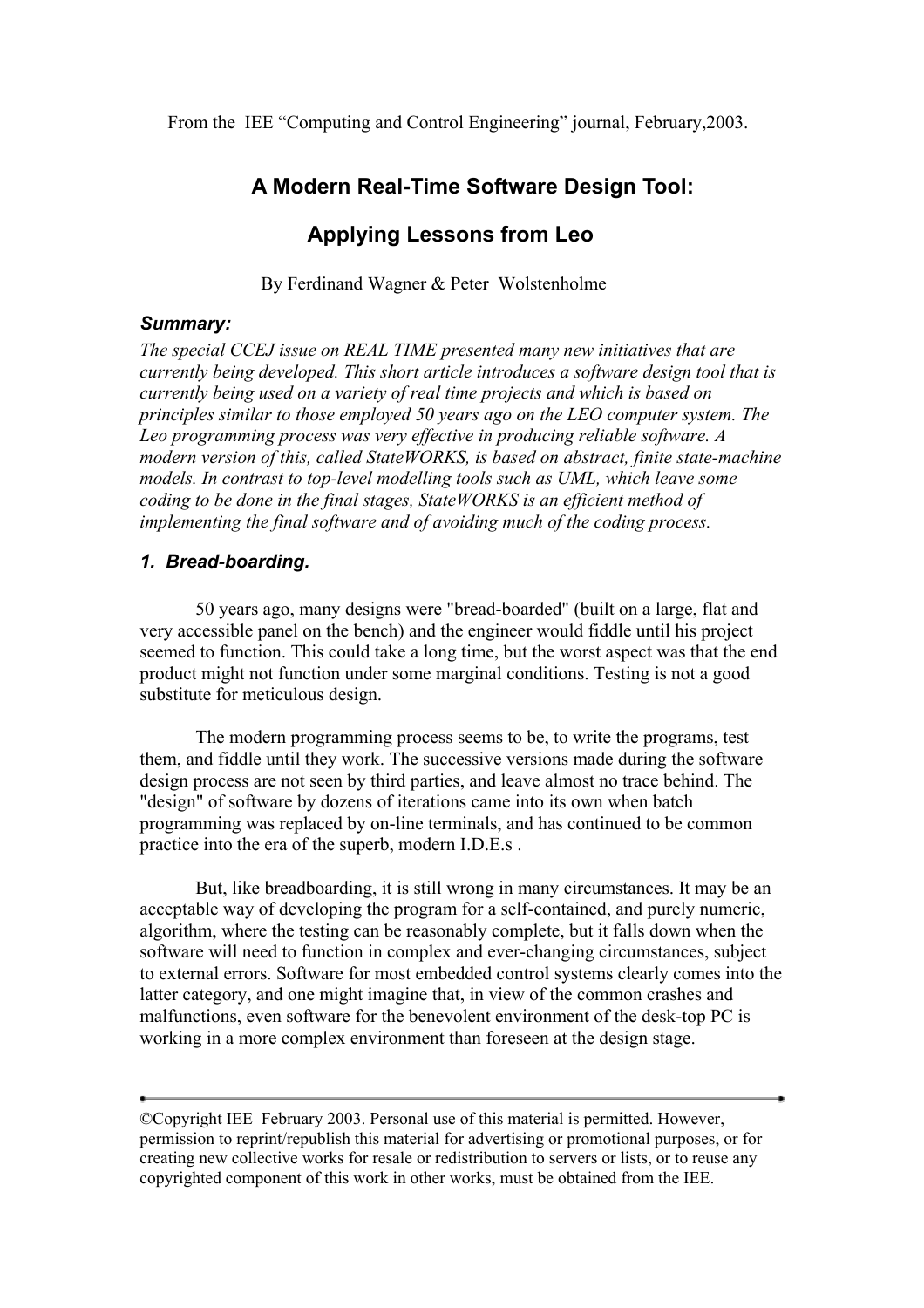From the IEE "Computing and Control Engineering" journal, February,2003.

# A Modern Real-Time Software Design Tool:

# Applying Lessons from Leo

By Ferdinand Wagner & Peter Wolstenholme

### *Summary:*

*The special CCEJ issue on REAL TIME presented many new initiatives that are currently being developed. This short article introduces a software design tool that is currently being used on a variety of real time projects and which is based on principles similar to those employed 50 years ago on the LEO computer system. The Leo programming process was very effective in producing reliable software. A modern version of this, called StateWORKS, is based on abstract, finite state-machine models. In contrast to top-level modelling tools such as UML, which leave some coding to be done in the final stages, StateWORKS is an efficient method of implementing the final software and of avoiding much of the coding process.*

### *1. Bread-boarding.*

50 years ago, many designs were "bread-boarded" (built on a large, flat and very accessible panel on the bench) and the engineer would fiddle until his project seemed to function. This could take a long time, but the worst aspect was that the end product might not function under some marginal conditions. Testing is not a good substitute for meticulous design.

The modern programming process seems to be, to write the programs, test them, and fiddle until they work. The successive versions made during the software design process are not seen by third parties, and leave almost no trace behind. The "design" of software by dozens of iterations came into its own when batch programming was replaced by on-line terminals, and has continued to be common practice into the era of the superb, modern I.D.E.s .

But, like breadboarding, it is still wrong in many circumstances. It may be an acceptable way of developing the program for a self-contained, and purely numeric, algorithm, where the testing can be reasonably complete, but it falls down when the software will need to function in complex and ever-changing circumstances, subject to external errors. Software for most embedded control systems clearly comes into the latter category, and one might imagine that, in view of the common crashes and malfunctions, even software for the benevolent environment of the desk-top PC is working in a more complex environment than foreseen at the design stage.

---

©Copyright IEE February 2003. Personal use of this material is permitted. However, permission to reprint/republish this material for advertising or promotional purposes, or for creating new collective works for resale or redistribution to servers or lists, or to reuse any copyrighted component of this work in other works, must be obtained from the IEE.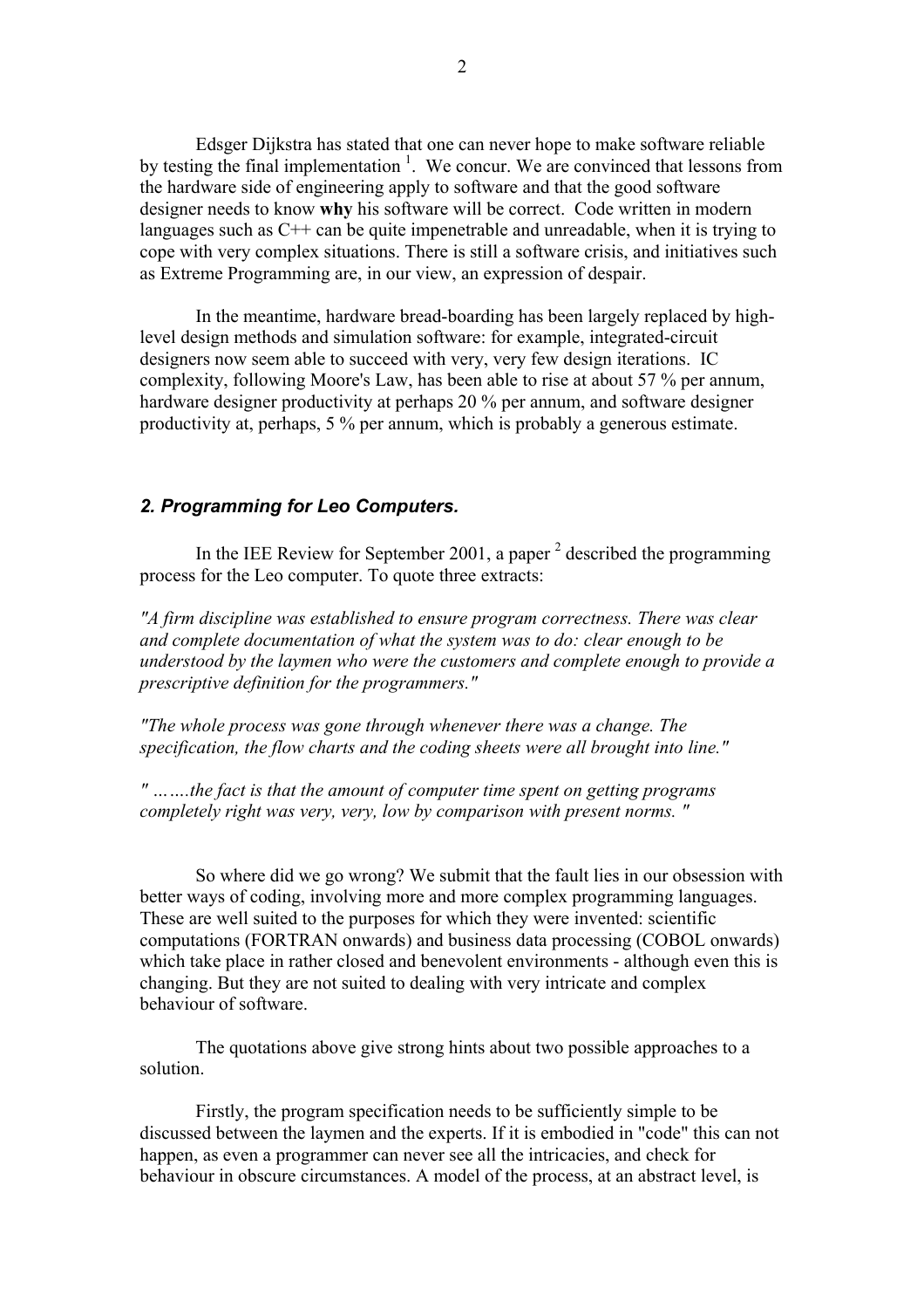Edsger Dijkstra has stated that one can never hope to make software reliable by testing the final implementation [1]. We concur. We are convinced that lessons from the hardware side of engineering apply to software and that the good software designer needs to know **why** his software will be correct. Code written in modern languages such as C++ can be quite impenetrable and unreadable, when it is trying to cope with very complex situations. There is still a software crisis, and initiatives such as Extreme Programming are, in our view, an expression of despair.

In the meantime, hardware bread-boarding has been largely replaced by high-level design methods and simulation software: for example, integrated-circuit designers now seem able to succeed with very, very few design iterations. IC complexity, following Moore's Law, has been able to rise at about 57 % per annum, hardware designer productivity at perhaps 20 % per annum, and software designer productivity at, perhaps, 5 % per annum, which is probably a generous estimate.

## *2. Programming for Leo Computers.*

In the IEE Review for September 2001, a paper [2] described the programming process for the Leo computer. To quote three extracts:

*"A firm discipline was established to ensure program correctness. There was clear and complete documentation of what the system was to do: clear enough to be understood by the laymen who were the customers and complete enough to provide a prescriptive definition for the programmers."*

*"The whole process was gone through whenever there was a change. The specification, the flow charts and the coding sheets were all brought into line."*

*" …….the fact is that the amount of computer time spent on getting programs completely right was very, very, low by comparison with present norms. "*

So where did we go wrong? We submit that the fault lies in our obsession with better ways of coding, involving more and more complex programming languages. These are well suited to the purposes for which they were invented: scientific computations (FORTRAN onwards) and business data processing (COBOL onwards) which take place in rather closed and benevolent environments - although even this is changing. But they are not suited to dealing with very intricate and complex behaviour of software.

The quotations above give strong hints about two possible approaches to a solution.

Firstly, the program specification needs to be sufficiently simple to be discussed between the laymen and the experts. If it is embodied in "code" this can not happen, as even a programmer can never see all the intricacies, and check for behaviour in obscure circumstances. A model of the process, at an abstract level, is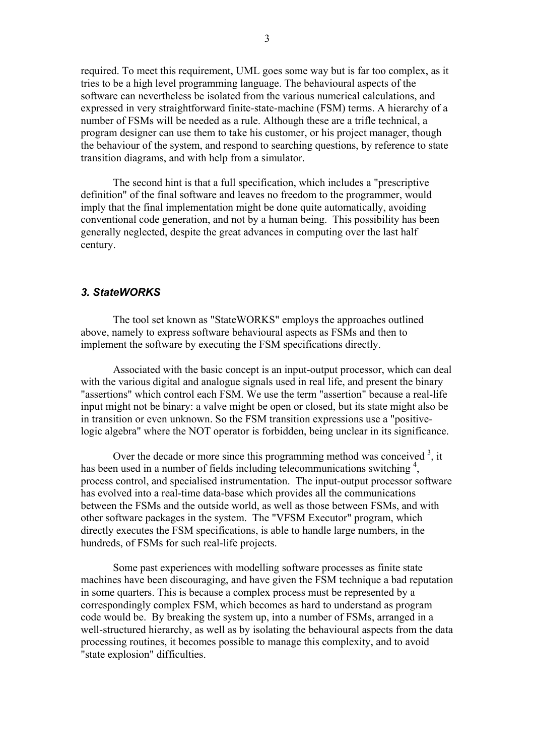required. To meet this requirement, UML goes some way but is far too complex, as it tries to be a high level programming language. The behavioural aspects of the software can nevertheless be isolated from the various numerical calculations, and expressed in very straightforward finite-state-machine (FSM) terms. A hierarchy of a number of FSMs will be needed as a rule. Although these are a trifle technical, a program designer can use them to take his customer, or his project manager, though the behaviour of the system, and respond to searching questions, by reference to state transition diagrams, and with help from a simulator.

The second hint is that a full specification, which includes a "prescriptive definition" of the final software and leaves no freedom to the programmer, would imply that the final implementation might be done quite automatically, avoiding conventional code generation, and not by a human being. This possibility has been generally neglected, despite the great advances in computing over the last half century.

### *3. StateWORKS*

The tool set known as "StateWORKS" employs the approaches outlined above, namely to express software behavioural aspects as FSMs and then to implement the software by executing the FSM specifications directly.

Associated with the basic concept is an input-output processor, which can deal with the various digital and analogue signals used in real life, and present the binary "assertions" which control each FSM. We use the term "assertion" because a real-life input might not be binary: a valve might be open or closed, but its state might also be in transition or even unknown. So the FSM transition expressions use a "positive-logic algebra" where the NOT operator is forbidden, being unclear in its significance.

Over the decade or more since this programming method was conceived [3], it has been used in a number of fields including telecommunications switching [4], process control, and specialised instrumentation. The input-output processor software has evolved into a real-time data-base which provides all the communications between the FSMs and the outside world, as well as those between FSMs, and with other software packages in the system. The "VFSM Executor" program, which directly executes the FSM specifications, is able to handle large numbers, in the hundreds, of FSMs for such real-life projects.

Some past experiences with modelling software processes as finite state machines have been discouraging, and have given the FSM technique a bad reputation in some quarters. This is because a complex process must be represented by a correspondingly complex FSM, which becomes as hard to understand as program code would be. By breaking the system up, into a number of FSMs, arranged in a well-structured hierarchy, as well as by isolating the behavioural aspects from the data processing routines, it becomes possible to manage this complexity, and to avoid "state explosion" difficulties.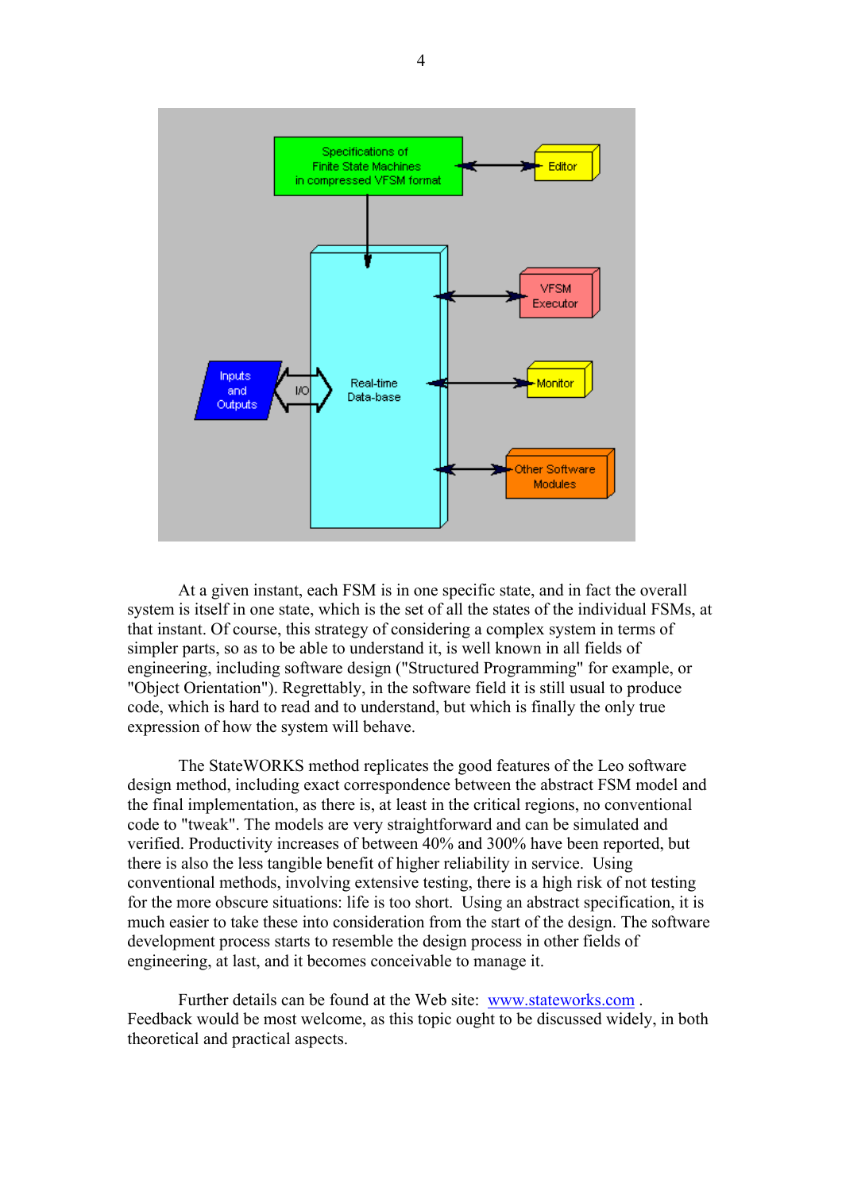At a given instant, each FSM is in one specific state, and in fact the overall system is itself in one state, which is the set of all the states of the individual FSMs, at that instant. Of course, this strategy of considering a complex system in terms of simpler parts, so as to be able to understand it, is well known in all fields of engineering, including software design ("Structured Programming" for example, or "Object Orientation"). Regrettably, in the software field it is still usual to produce code, which is hard to read and to understand, but which is finally the only true expression of how the system will behave.

The StateWORKS method replicates the good features of the Leo software design method, including exact correspondence between the abstract FSM model and the final implementation, as there is, at least in the critical regions, no conventional code to "tweak". The models are very straightforward and can be simulated and verified. Productivity increases of between 40% and 300% have been reported, but there is also the less tangible benefit of higher reliability in service. Using conventional methods, involving extensive testing, there is a high risk of not testing for the more obscure situations: life is too short. Using an abstract specification, it is much easier to take these into consideration from the start of the design. The software development process starts to resemble the design process in other fields of engineering, at last, and it becomes conceivable to manage it.

Further details can be found at the Web site: [www.stateworks.com](http://www.stateworks.com) . Feedback would be most welcome, as this topic ought to be discussed widely, in both theoretical and practical aspects.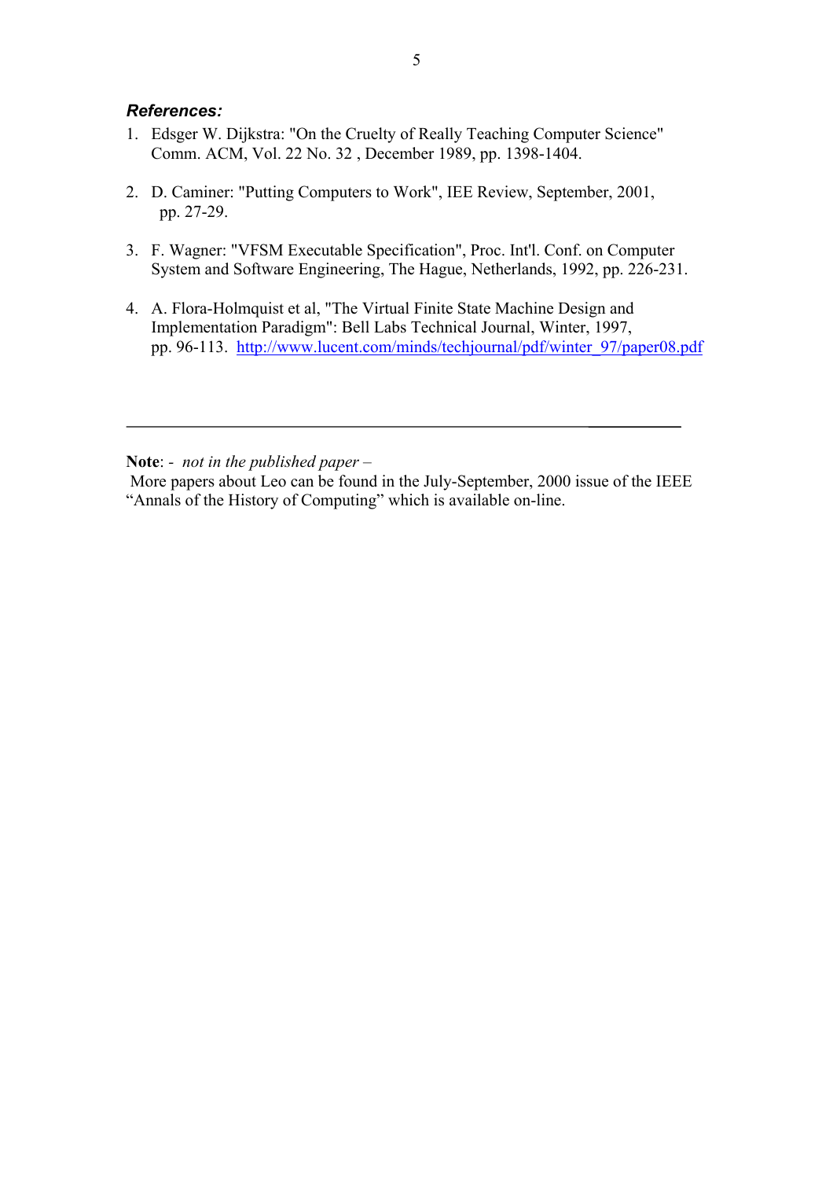### *References:*

1. Edsger W. Dijkstra: "On the Cruelty of Really Teaching Computer Science" Comm. ACM, Vol. 22 No. 32 , December 1989, pp. 1398-1404.

2. D. Caminer: "Putting Computers to Work", IEE Review, September, 2001, pp. 27-29.

3. F. Wagner: "VFSM Executable Specification", Proc. Int'l. Conf. on Computer System and Software Engineering, The Hague, Netherlands, 1992, pp. 226-231.

4. A. Flora-Holmquist et al, "The Virtual Finite State Machine Design and Implementation Paradigm": Bell Labs Technical Journal, Winter, 1997, pp. 96-113. http://www.lucent.com/minds/techjournal/pdf/winter_97/paper08.pdf

---

**Note**: - *not in the published paper –*
More papers about Leo can be found in the July-September, 2000 issue of the IEEE "Annals of the History of Computing" which is available on-line.